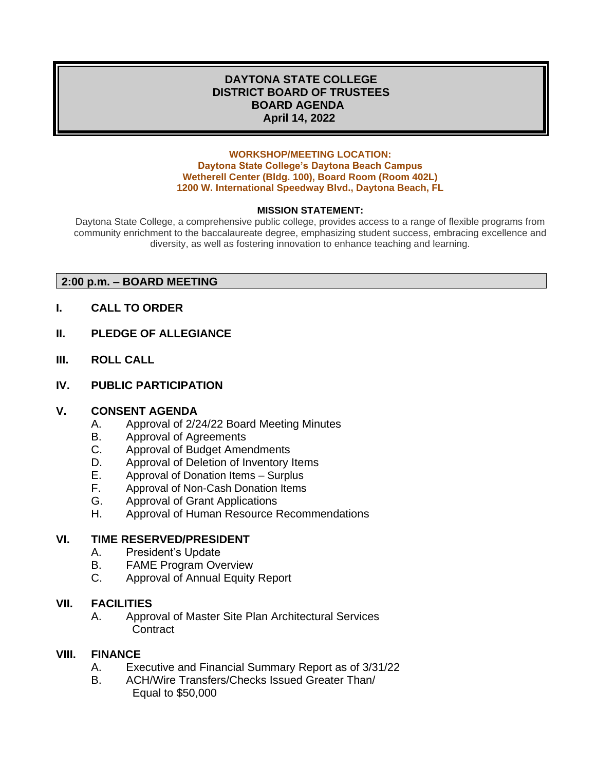# DAYTONA STATE COLLEGE
# DISTRICT BOARD OF TRUSTEES
# BOARD AGENDA
# April 14, 2022

**WORKSHOP/MEETING LOCATION:**
**Daytona State College's Daytona Beach Campus**
**Wetherell Center (Bldg. 100), Board Room (Room 402L)**
**1200 W. International Speedway Blvd., Daytona Beach, FL**

**MISSION STATEMENT:**

Daytona State College, a comprehensive public college, provides access to a range of flexible programs from community enrichment to the baccalaureate degree, emphasizing student success, embracing excellence and diversity, as well as fostering innovation to enhance teaching and learning.

## 2:00 p.m. – BOARD MEETING

**I. CALL TO ORDER**

**II. PLEDGE OF ALLEGIANCE**

**III. ROLL CALL**

**IV. PUBLIC PARTICIPATION**

**V. CONSENT AGENDA**

- A. Approval of 2/24/22 Board Meeting Minutes
- B. Approval of Agreements
- C. Approval of Budget Amendments
- D. Approval of Deletion of Inventory Items
- E. Approval of Donation Items – Surplus
- F. Approval of Non-Cash Donation Items
- G. Approval of Grant Applications
- H. Approval of Human Resource Recommendations

**VI. TIME RESERVED/PRESIDENT**

- A. President's Update
- B. FAME Program Overview
- C. Approval of Annual Equity Report

**VII. FACILITIES**

- A. Approval of Master Site Plan Architectural Services Contract

**VIII. FINANCE**

- A. Executive and Financial Summary Report as of 3/31/22
- B. ACH/Wire Transfers/Checks Issued Greater Than/ Equal to $50,000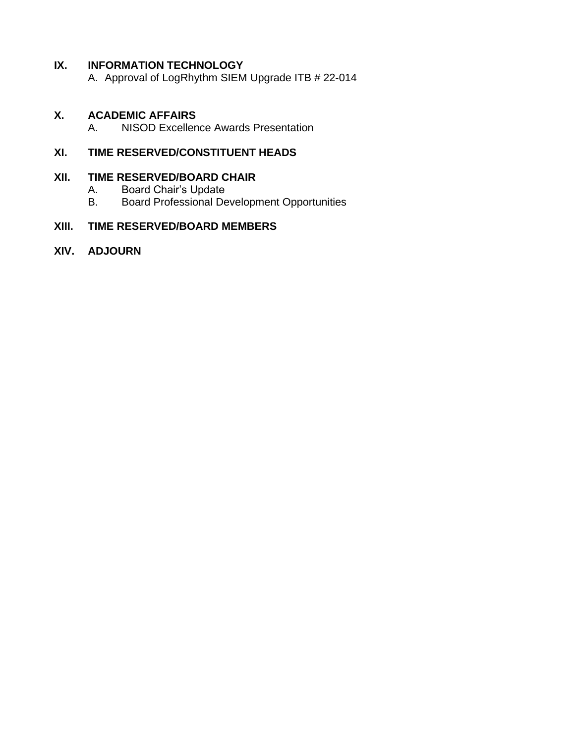**IX. INFORMATION TECHNOLOGY**

A. Approval of LogRhythm SIEM Upgrade ITB # 22-014

**X. ACADEMIC AFFAIRS**

A. NISOD Excellence Awards Presentation

**XI. TIME RESERVED/CONSTITUENT HEADS**

**XII. TIME RESERVED/BOARD CHAIR**

A. Board Chair's Update

B. Board Professional Development Opportunities

**XIII. TIME RESERVED/BOARD MEMBERS**

**XIV. ADJOURN**